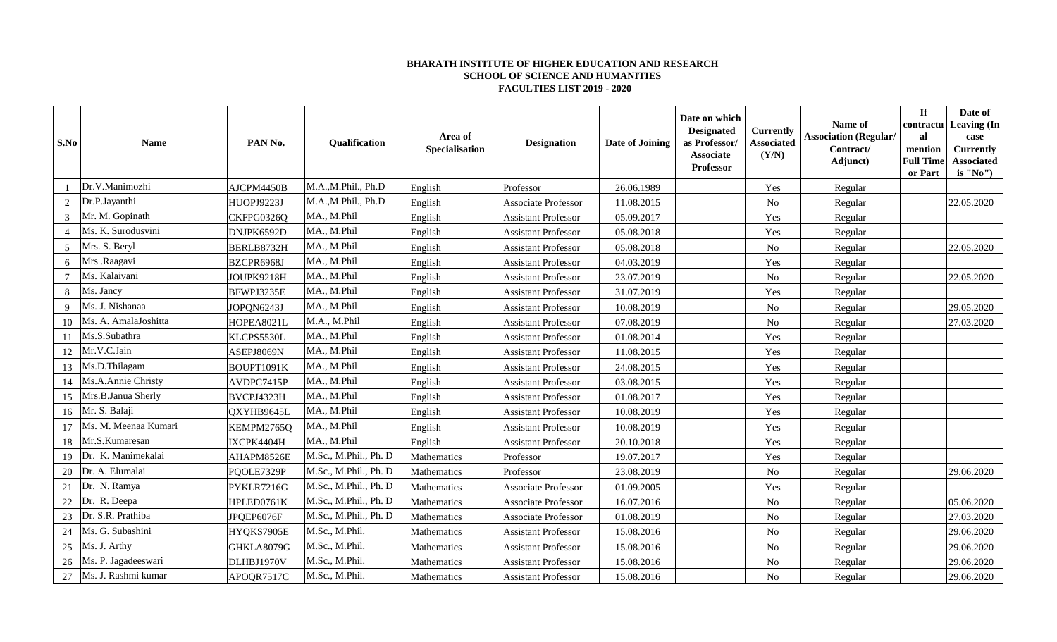**BHARATH INSTITUTE OF HIGHER EDUCATION AND RESEARCH**
**SCHOOL OF SCIENCE AND HUMANITIES**
**FACULTIES LIST 2019 - 2020**

| S.No | Name | PAN No. | Qualification | Area of Specialisation | Designation | Date of Joining | Date on which Designated as Professor/ Associate Professor | Currently Associated (Y/N) | Name of Association (Regular/ Contract/ Adjunct) | If contractual mention Full Time or Part | Date of Leaving (In case Currently Associated is "No") |
|---|---|---|---|---|---|---|---|---|---|---|---|
| 1 | Dr.V.Manimozhi | AJCPM4450B | M.A.,M.Phil., Ph.D | English | Professor | 26.06.1989 | | Yes | Regular | | |
| 2 | Dr.P.Jayanthi | HUOPJ9223J | M.A.,M.Phil., Ph.D | English | Associate Professor | 11.08.2015 | | No | Regular | | 22.05.2020 |
| 3 | Mr. M. Gopinath | CKFPG0326Q | MA., M.Phil | English | Assistant Professor | 05.09.2017 | | Yes | Regular | | |
| 4 | Ms. K. Surodusvini | DNJPK6592D | MA., M.Phil | English | Assistant Professor | 05.08.2018 | | Yes | Regular | | |
| 5 | Mrs. S. Beryl | BERLB8732H | MA., M.Phil | English | Assistant Professor | 05.08.2018 | | No | Regular | | 22.05.2020 |
| 6 | Mrs .Raagavi | BZCPR6968J | MA., M.Phil | English | Assistant Professor | 04.03.2019 | | Yes | Regular | | |
| 7 | Ms. Kalaivani | JOUPK9218H | MA., M.Phil | English | Assistant Professor | 23.07.2019 | | No | Regular | | 22.05.2020 |
| 8 | Ms. Jancy | BFWPJ3235E | MA., M.Phil | English | Assistant Professor | 31.07.2019 | | Yes | Regular | | |
| 9 | Ms. J. Nishanaa | JOPQN6243J | MA., M.Phil | English | Assistant Professor | 10.08.2019 | | No | Regular | | 29.05.2020 |
| 10 | Ms. A. AmalaJoshitta | HOPEA8021L | M.A., M.Phil | English | Assistant Professor | 07.08.2019 | | No | Regular | | 27.03.2020 |
| 11 | Ms.S.Subathra | KLCPS5530L | MA., M.Phil | English | Assistant Professor | 01.08.2014 | | Yes | Regular | | |
| 12 | Mr.V.C.Jain | ASEPJ8069N | MA., M.Phil | English | Assistant Professor | 11.08.2015 | | Yes | Regular | | |
| 13 | Ms.D.Thilagam | BOUPT1091K | MA., M.Phil | English | Assistant Professor | 24.08.2015 | | Yes | Regular | | |
| 14 | Ms.A.Annie Christy | AVDPC7415P | MA., M.Phil | English | Assistant Professor | 03.08.2015 | | Yes | Regular | | |
| 15 | Mrs.B.Janua Sherly | BVCPJ4323H | MA., M.Phil | English | Assistant Professor | 01.08.2017 | | Yes | Regular | | |
| 16 | Mr. S. Balaji | QXYHB9645L | MA., M.Phil | English | Assistant Professor | 10.08.2019 | | Yes | Regular | | |
| 17 | Ms. M. Meenaa Kumari | KEMPM2765Q | MA., M.Phil | English | Assistant Professor | 10.08.2019 | | Yes | Regular | | |
| 18 | Mr.S.Kumaresan | IXCPK4404H | MA., M.Phil | English | Assistant Professor | 20.10.2018 | | Yes | Regular | | |
| 19 | Dr. K. Manimekalai | AHAPM8526E | M.Sc., M.Phil., Ph. D | Mathematics | Professor | 19.07.2017 | | Yes | Regular | | |
| 20 | Dr. A. Elumalai | PQOLE7329P | M.Sc., M.Phil., Ph. D | Mathematics | Professor | 23.08.2019 | | No | Regular | | 29.06.2020 |
| 21 | Dr. N. Ramya | PYKLR7216G | M.Sc., M.Phil., Ph. D | Mathematics | Associate Professor | 01.09.2005 | | Yes | Regular | | |
| 22 | Dr. R. Deepa | HPLED0761K | M.Sc., M.Phil., Ph. D | Mathematics | Associate Professor | 16.07.2016 | | No | Regular | | 05.06.2020 |
| 23 | Dr. S.R. Prathiba | JPQEP6076F | M.Sc., M.Phil., Ph. D | Mathematics | Associate Professor | 01.08.2019 | | No | Regular | | 27.03.2020 |
| 24 | Ms. G. Subashini | HYQKS7905E | M.Sc., M.Phil. | Mathematics | Assistant Professor | 15.08.2016 | | No | Regular | | 29.06.2020 |
| 25 | Ms. J. Arthy | GHKLA8079G | M.Sc., M.Phil. | Mathematics | Assistant Professor | 15.08.2016 | | No | Regular | | 29.06.2020 |
| 26 | Ms. P. Jagadeeswari | DLHBJ1970V | M.Sc., M.Phil. | Mathematics | Assistant Professor | 15.08.2016 | | No | Regular | | 29.06.2020 |
| 27 | Ms. J. Rashmi kumar | APOQR7517C | M.Sc., M.Phil. | Mathematics | Assistant Professor | 15.08.2016 | | No | Regular | | 29.06.2020 |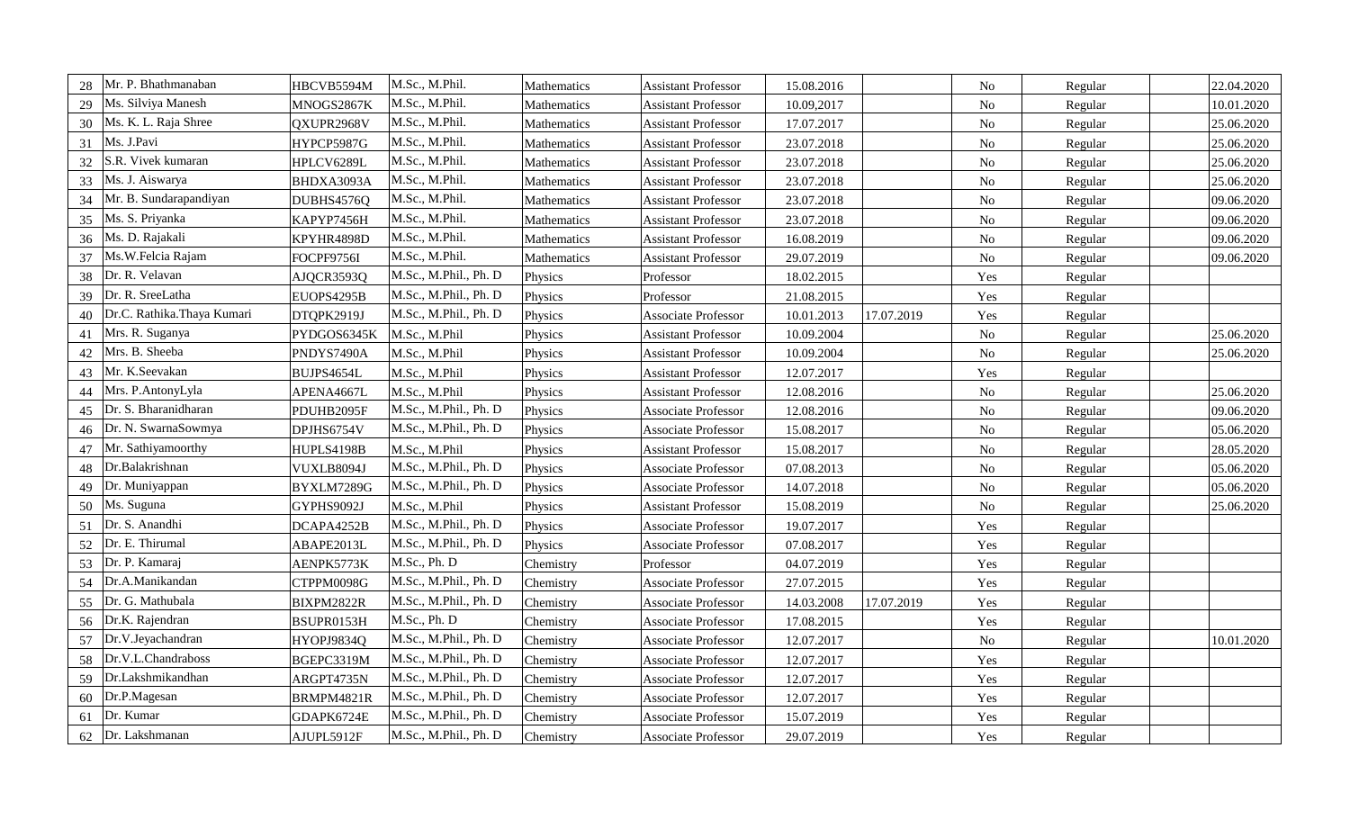| 28 | Mr. P. Bhathmanaban | HBCVB5594M | M.Sc., M.Phil. | Mathematics | Assistant Professor | 15.08.2016 | | No | Regular | | 22.04.2020 |
|---|---|---|---|---|---|---|---|---|---|---|---|
| 29 | Ms. Silviya Manesh | MNOGS2867K | M.Sc., M.Phil. | Mathematics | Assistant Professor | 10.09,2017 | | No | Regular | | 10.01.2020 |
| 30 | Ms. K. L. Raja Shree | QXUPR2968V | M.Sc., M.Phil. | Mathematics | Assistant Professor | 17.07.2017 | | No | Regular | | 25.06.2020 |
| 31 | Ms. J.Pavi | HYPCP5987G | M.Sc., M.Phil. | Mathematics | Assistant Professor | 23.07.2018 | | No | Regular | | 25.06.2020 |
| 32 | S.R. Vivek kumaran | HPLCV6289L | M.Sc., M.Phil. | Mathematics | Assistant Professor | 23.07.2018 | | No | Regular | | 25.06.2020 |
| 33 | Ms. J. Aiswarya | BHDXA3093A | M.Sc., M.Phil. | Mathematics | Assistant Professor | 23.07.2018 | | No | Regular | | 25.06.2020 |
| 34 | Mr. B. Sundarapandiyan | DUBHS4576Q | M.Sc., M.Phil. | Mathematics | Assistant Professor | 23.07.2018 | | No | Regular | | 09.06.2020 |
| 35 | Ms. S. Priyanka | KAPYP7456H | M.Sc., M.Phil. | Mathematics | Assistant Professor | 23.07.2018 | | No | Regular | | 09.06.2020 |
| 36 | Ms. D. Rajakali | KPYHR4898D | M.Sc., M.Phil. | Mathematics | Assistant Professor | 16.08.2019 | | No | Regular | | 09.06.2020 |
| 37 | Ms.W.Felcia Rajam | FOCPF9756I | M.Sc., M.Phil. | Mathematics | Assistant Professor | 29.07.2019 | | No | Regular | | 09.06.2020 |
| 38 | Dr. R. Velavan | AJQCR3593Q | M.Sc., M.Phil., Ph. D | Physics | Professor | 18.02.2015 | | Yes | Regular | | |
| 39 | Dr. R. SreeLatha | EUOPS4295B | M.Sc., M.Phil., Ph. D | Physics | Professor | 21.08.2015 | | Yes | Regular | | |
| 40 | Dr.C. Rathika.Thaya Kumari | DTQPK2919J | M.Sc., M.Phil., Ph. D | Physics | Associate Professor | 10.01.2013 | 17.07.2019 | Yes | Regular | | |
| 41 | Mrs. R. Suganya | PYDGOS6345K | M.Sc., M.Phil | Physics | Assistant Professor | 10.09.2004 | | No | Regular | | 25.06.2020 |
| 42 | Mrs. B. Sheeba | PNDYS7490A | M.Sc., M.Phil | Physics | Assistant Professor | 10.09.2004 | | No | Regular | | 25.06.2020 |
| 43 | Mr. K.Seevakan | BUJPS4654L | M.Sc., M.Phil | Physics | Assistant Professor | 12.07.2017 | | Yes | Regular | | |
| 44 | Mrs. P.AntonyLyla | APENA4667L | M.Sc., M.Phil | Physics | Assistant Professor | 12.08.2016 | | No | Regular | | 25.06.2020 |
| 45 | Dr. S. Bharanidharan | PDUHB2095F | M.Sc., M.Phil., Ph. D | Physics | Associate Professor | 12.08.2016 | | No | Regular | | 09.06.2020 |
| 46 | Dr. N. SwarnaSowmya | DPJHS6754V | M.Sc., M.Phil., Ph. D | Physics | Associate Professor | 15.08.2017 | | No | Regular | | 05.06.2020 |
| 47 | Mr. Sathiyamoorthy | HUPLS4198B | M.Sc., M.Phil | Physics | Assistant Professor | 15.08.2017 | | No | Regular | | 28.05.2020 |
| 48 | Dr.Balakrishnan | VUXLB8094J | M.Sc., M.Phil., Ph. D | Physics | Associate Professor | 07.08.2013 | | No | Regular | | 05.06.2020 |
| 49 | Dr. Muniyappan | BYXLM7289G | M.Sc., M.Phil., Ph. D | Physics | Associate Professor | 14.07.2018 | | No | Regular | | 05.06.2020 |
| 50 | Ms. Suguna | GYPHS9092J | M.Sc., M.Phil | Physics | Assistant Professor | 15.08.2019 | | No | Regular | | 25.06.2020 |
| 51 | Dr. S. Anandhi | DCAPA4252B | M.Sc., M.Phil., Ph. D | Physics | Associate Professor | 19.07.2017 | | Yes | Regular | | |
| 52 | Dr. E. Thirumal | ABAPE2013L | M.Sc., M.Phil., Ph. D | Physics | Associate Professor | 07.08.2017 | | Yes | Regular | | |
| 53 | Dr. P. Kamaraj | AENPK5773K | M.Sc., Ph. D | Chemistry | Professor | 04.07.2019 | | Yes | Regular | | |
| 54 | Dr.A.Manikandan | CTPPM0098G | M.Sc., M.Phil., Ph. D | Chemistry | Associate Professor | 27.07.2015 | | Yes | Regular | | |
| 55 | Dr. G. Mathubala | BIXPM2822R | M.Sc., M.Phil., Ph. D | Chemistry | Associate Professor | 14.03.2008 | 17.07.2019 | Yes | Regular | | |
| 56 | Dr.K. Rajendran | BSUPR0153H | M.Sc., Ph. D | Chemistry | Associate Professor | 17.08.2015 | | Yes | Regular | | |
| 57 | Dr.V.Jeyachandran | HYOPJ9834Q | M.Sc., M.Phil., Ph. D | Chemistry | Associate Professor | 12.07.2017 | | No | Regular | | 10.01.2020 |
| 58 | Dr.V.L.Chandraboss | BGEPC3319M | M.Sc., M.Phil., Ph. D | Chemistry | Associate Professor | 12.07.2017 | | Yes | Regular | | |
| 59 | Dr.Lakshmikandhan | ARGPT4735N | M.Sc., M.Phil., Ph. D | Chemistry | Associate Professor | 12.07.2017 | | Yes | Regular | | |
| 60 | Dr.P.Magesan | BRMPM4821R | M.Sc., M.Phil., Ph. D | Chemistry | Associate Professor | 12.07.2017 | | Yes | Regular | | |
| 61 | Dr. Kumar | GDAPK6724E | M.Sc., M.Phil., Ph. D | Chemistry | Associate Professor | 15.07.2019 | | Yes | Regular | | |
| 62 | Dr. Lakshmanan | AJUPL5912F | M.Sc., M.Phil., Ph. D | Chemistry | Associate Professor | 29.07.2019 | | Yes | Regular | | |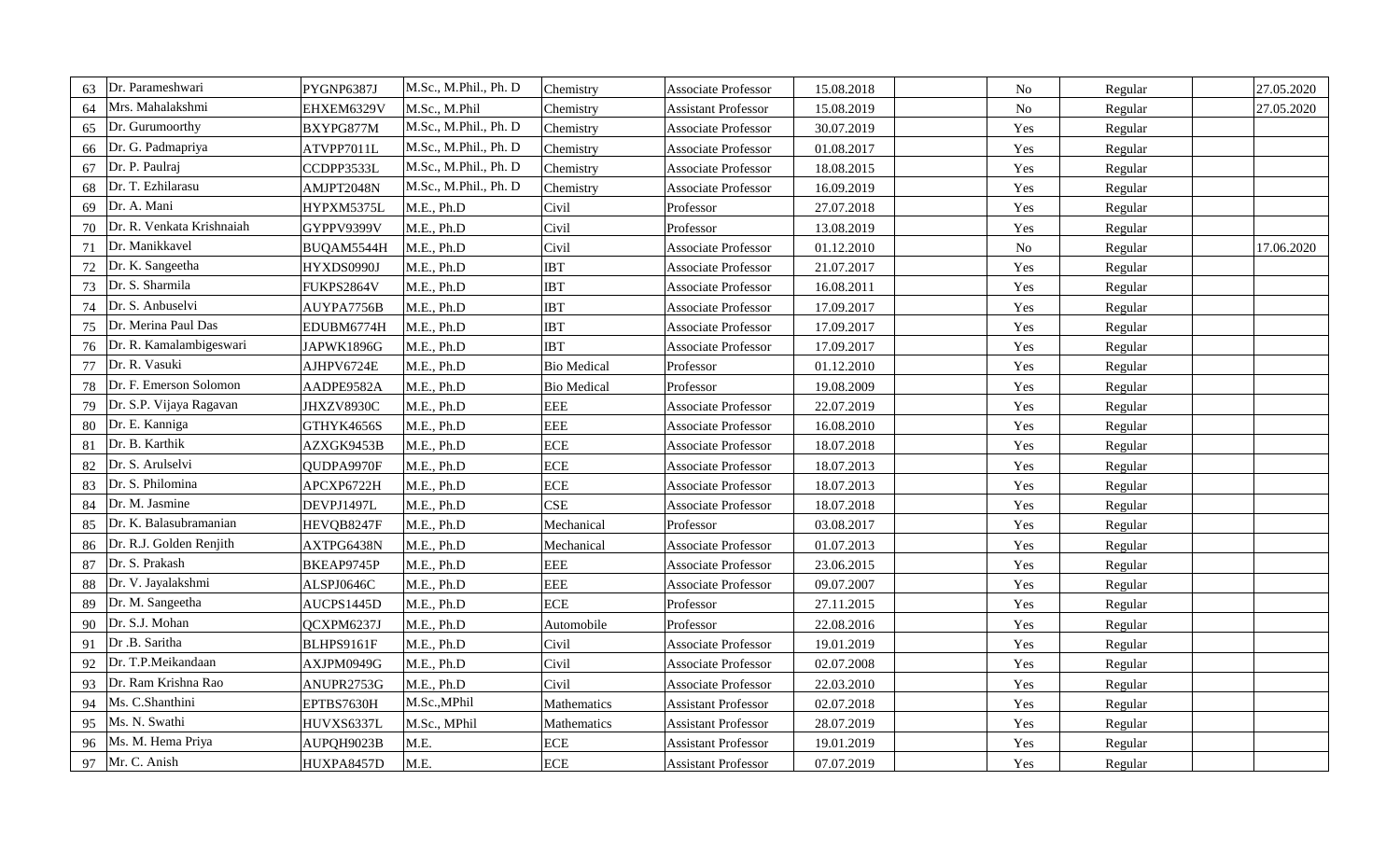| | | | | | | | | | | |
|---|---|---|---|---|---|---|---|---|---|---|
| 63 | Dr. Parameshwari | PYGNP6387J | M.Sc., M.Phil., Ph. D | Chemistry | Associate Professor | 15.08.2018 | | No | Regular | 27.05.2020 |
| 64 | Mrs. Mahalakshmi | EHXEM6329V | M.Sc., M.Phil | Chemistry | Assistant Professor | 15.08.2019 | | No | Regular | 27.05.2020 |
| 65 | Dr. Gurumoorthy | BXYPG877M | M.Sc., M.Phil., Ph. D | Chemistry | Associate Professor | 30.07.2019 | | Yes | Regular | |
| 66 | Dr. G. Padmapriya | ATVPP7011L | M.Sc., M.Phil., Ph. D | Chemistry | Associate Professor | 01.08.2017 | | Yes | Regular | |
| 67 | Dr. P. Paulraj | CCDPP3533L | M.Sc., M.Phil., Ph. D | Chemistry | Associate Professor | 18.08.2015 | | Yes | Regular | |
| 68 | Dr. T. Ezhilarasu | AMJPT2048N | M.Sc., M.Phil., Ph. D | Chemistry | Associate Professor | 16.09.2019 | | Yes | Regular | |
| 69 | Dr. A. Mani | HYPXM5375L | M.E., Ph.D | Civil | Professor | 27.07.2018 | | Yes | Regular | |
| 70 | Dr. R. Venkata Krishnaiah | GYPPV9399V | M.E., Ph.D | Civil | Professor | 13.08.2019 | | Yes | Regular | |
| 71 | Dr. Manikkavel | BUQAM5544H | M.E., Ph.D | Civil | Associate Professor | 01.12.2010 | | No | Regular | 17.06.2020 |
| 72 | Dr. K. Sangeetha | HYXDS0990J | M.E., Ph.D | IBT | Associate Professor | 21.07.2017 | | Yes | Regular | |
| 73 | Dr. S. Sharmila | FUKPS2864V | M.E., Ph.D | IBT | Associate Professor | 16.08.2011 | | Yes | Regular | |
| 74 | Dr. S. Anbuselvi | AUYPA7756B | M.E., Ph.D | IBT | Associate Professor | 17.09.2017 | | Yes | Regular | |
| 75 | Dr. Merina Paul Das | EDUBM6774H | M.E., Ph.D | IBT | Associate Professor | 17.09.2017 | | Yes | Regular | |
| 76 | Dr. R. Kamalambigeswari | JAPWK1896G | M.E., Ph.D | IBT | Associate Professor | 17.09.2017 | | Yes | Regular | |
| 77 | Dr. R. Vasuki | AJHPV6724E | M.E., Ph.D | Bio Medical | Professor | 01.12.2010 | | Yes | Regular | |
| 78 | Dr. F. Emerson Solomon | AADPE9582A | M.E., Ph.D | Bio Medical | Professor | 19.08.2009 | | Yes | Regular | |
| 79 | Dr. S.P. Vijaya Ragavan | JHXZV8930C | M.E., Ph.D | EEE | Associate Professor | 22.07.2019 | | Yes | Regular | |
| 80 | Dr. E. Kanniga | GTHYK4656S | M.E., Ph.D | EEE | Associate Professor | 16.08.2010 | | Yes | Regular | |
| 81 | Dr. B. Karthik | AZXGK9453B | M.E., Ph.D | ECE | Associate Professor | 18.07.2018 | | Yes | Regular | |
| 82 | Dr. S. Arulselvi | QUDPA9970F | M.E., Ph.D | ECE | Associate Professor | 18.07.2013 | | Yes | Regular | |
| 83 | Dr. S. Philomina | APCXP6722H | M.E., Ph.D | ECE | Associate Professor | 18.07.2013 | | Yes | Regular | |
| 84 | Dr. M. Jasmine | DEVPJ1497L | M.E., Ph.D | CSE | Associate Professor | 18.07.2018 | | Yes | Regular | |
| 85 | Dr. K. Balasubramanian | HEVQB8247F | M.E., Ph.D | Mechanical | Professor | 03.08.2017 | | Yes | Regular | |
| 86 | Dr. R.J. Golden Renjith | AXTPG6438N | M.E., Ph.D | Mechanical | Associate Professor | 01.07.2013 | | Yes | Regular | |
| 87 | Dr. S. Prakash | BKEAP9745P | M.E., Ph.D | EEE | Associate Professor | 23.06.2015 | | Yes | Regular | |
| 88 | Dr. V. Jayalakshmi | ALSPJ0646C | M.E., Ph.D | EEE | Associate Professor | 09.07.2007 | | Yes | Regular | |
| 89 | Dr. M. Sangeetha | AUCPS1445D | M.E., Ph.D | ECE | Professor | 27.11.2015 | | Yes | Regular | |
| 90 | Dr. S.J. Mohan | QCXPM6237J | M.E., Ph.D | Automobile | Professor | 22.08.2016 | | Yes | Regular | |
| 91 | Dr .B. Saritha | BLHPS9161F | M.E., Ph.D | Civil | Associate Professor | 19.01.2019 | | Yes | Regular | |
| 92 | Dr. T.P.Meikandaan | AXJPM0949G | M.E., Ph.D | Civil | Associate Professor | 02.07.2008 | | Yes | Regular | |
| 93 | Dr. Ram Krishna Rao | ANUPR2753G | M.E., Ph.D | Civil | Associate Professor | 22.03.2010 | | Yes | Regular | |
| 94 | Ms. C.Shanthini | EPTBS7630H | M.Sc.,MPhil | Mathematics | Assistant Professor | 02.07.2018 | | Yes | Regular | |
| 95 | Ms. N. Swathi | HUVXS6337L | M.Sc., MPhil | Mathematics | Assistant Professor | 28.07.2019 | | Yes | Regular | |
| 96 | Ms. M. Hema Priya | AUPQH9023B | M.E. | ECE | Assistant Professor | 19.01.2019 | | Yes | Regular | |
| 97 | Mr. C. Anish | HUXPA8457D | M.E. | ECE | Assistant Professor | 07.07.2019 | | Yes | Regular | |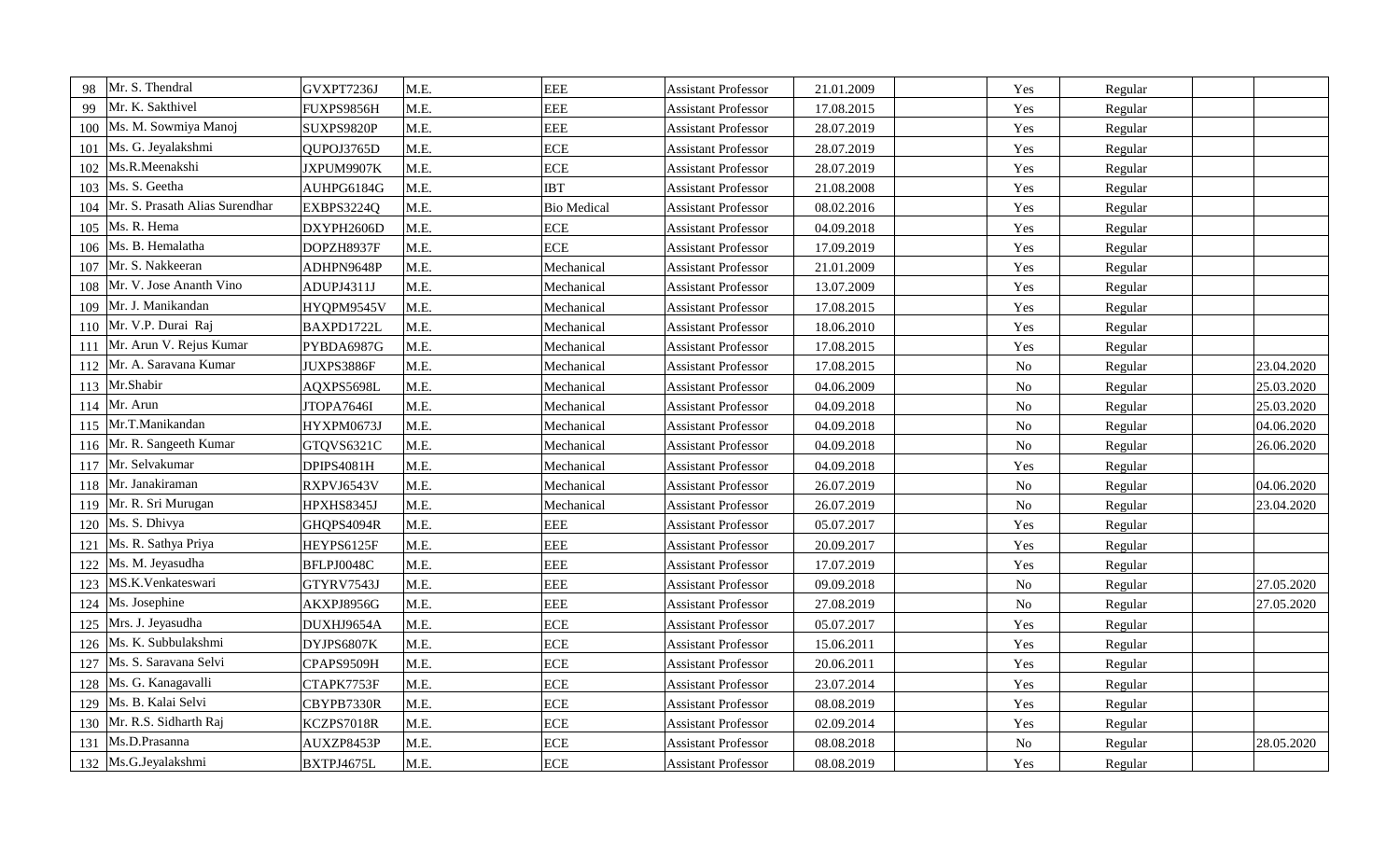| 98 | Mr. S. Thendral | GVXPT7236J | M.E. | EEE | Assistant Professor | 21.01.2009 | | Yes | Regular | | |
|---|---|---|---|---|---|---|---|---|---|---|---|
| 99 | Mr. K. Sakthivel | FUXPS9856H | M.E. | EEE | Assistant Professor | 17.08.2015 | | Yes | Regular | | |
| 100 | Ms. M. Sowmiya Manoj | SUXPS9820P | M.E. | EEE | Assistant Professor | 28.07.2019 | | Yes | Regular | | |
| 101 | Ms. G. Jeyalakshmi | QUPOJ3765D | M.E. | ECE | Assistant Professor | 28.07.2019 | | Yes | Regular | | |
| 102 | Ms.R.Meenakshi | JXPUM9907K | M.E. | ECE | Assistant Professor | 28.07.2019 | | Yes | Regular | | |
| 103 | Ms. S. Geetha | AUHPG6184G | M.E. | IBT | Assistant Professor | 21.08.2008 | | Yes | Regular | | |
| 104 | Mr. S. Prasath Alias Surendhar | EXBPS3224Q | M.E. | Bio Medical | Assistant Professor | 08.02.2016 | | Yes | Regular | | |
| 105 | Ms. R. Hema | DXYPH2606D | M.E. | ECE | Assistant Professor | 04.09.2018 | | Yes | Regular | | |
| 106 | Ms. B. Hemalatha | DOPZH8937F | M.E. | ECE | Assistant Professor | 17.09.2019 | | Yes | Regular | | |
| 107 | Mr. S. Nakkeeran | ADHPN9648P | M.E. | Mechanical | Assistant Professor | 21.01.2009 | | Yes | Regular | | |
| 108 | Mr. V. Jose Ananth Vino | ADUPJ4311J | M.E. | Mechanical | Assistant Professor | 13.07.2009 | | Yes | Regular | | |
| 109 | Mr. J. Manikandan | HYQPM9545V | M.E. | Mechanical | Assistant Professor | 17.08.2015 | | Yes | Regular | | |
| 110 | Mr. V.P. Durai Raj | BAXPD1722L | M.E. | Mechanical | Assistant Professor | 18.06.2010 | | Yes | Regular | | |
| 111 | Mr. Arun V. Rejus Kumar | PYBDA6987G | M.E. | Mechanical | Assistant Professor | 17.08.2015 | | Yes | Regular | | |
| 112 | Mr. A. Saravana Kumar | JUXPS3886F | M.E. | Mechanical | Assistant Professor | 17.08.2015 | | No | Regular | | 23.04.2020 |
| 113 | Mr.Shabir | AQXPS5698L | M.E. | Mechanical | Assistant Professor | 04.06.2009 | | No | Regular | | 25.03.2020 |
| 114 | Mr. Arun | JTOPA7646I | M.E. | Mechanical | Assistant Professor | 04.09.2018 | | No | Regular | | 25.03.2020 |
| 115 | Mr.T.Manikandan | HYXPM0673J | M.E. | Mechanical | Assistant Professor | 04.09.2018 | | No | Regular | | 04.06.2020 |
| 116 | Mr. R. Sangeeth Kumar | GTQVS6321C | M.E. | Mechanical | Assistant Professor | 04.09.2018 | | No | Regular | | 26.06.2020 |
| 117 | Mr. Selvakumar | DPIPS4081H | M.E. | Mechanical | Assistant Professor | 04.09.2018 | | Yes | Regular | | |
| 118 | Mr. Janakiraman | RXPVJ6543V | M.E. | Mechanical | Assistant Professor | 26.07.2019 | | No | Regular | | 04.06.2020 |
| 119 | Mr. R. Sri Murugan | HPXHS8345J | M.E. | Mechanical | Assistant Professor | 26.07.2019 | | No | Regular | | 23.04.2020 |
| 120 | Ms. S. Dhivya | GHQPS4094R | M.E. | EEE | Assistant Professor | 05.07.2017 | | Yes | Regular | | |
| 121 | Ms. R. Sathya Priya | HEYPS6125F | M.E. | EEE | Assistant Professor | 20.09.2017 | | Yes | Regular | | |
| 122 | Ms. M. Jeyasudha | BFLPJ0048C | M.E. | EEE | Assistant Professor | 17.07.2019 | | Yes | Regular | | |
| 123 | MS.K.Venkateswari | GTYRV7543J | M.E. | EEE | Assistant Professor | 09.09.2018 | | No | Regular | | 27.05.2020 |
| 124 | Ms. Josephine | AKXPJ8956G | M.E. | EEE | Assistant Professor | 27.08.2019 | | No | Regular | | 27.05.2020 |
| 125 | Mrs. J. Jeyasudha | DUXHJ9654A | M.E. | ECE | Assistant Professor | 05.07.2017 | | Yes | Regular | | |
| 126 | Ms. K. Subbulakshmi | DYJPS6807K | M.E. | ECE | Assistant Professor | 15.06.2011 | | Yes | Regular | | |
| 127 | Ms. S. Saravana Selvi | CPAPS9509H | M.E. | ECE | Assistant Professor | 20.06.2011 | | Yes | Regular | | |
| 128 | Ms. G. Kanagavalli | CTAPK7753F | M.E. | ECE | Assistant Professor | 23.07.2014 | | Yes | Regular | | |
| 129 | Ms. B. Kalai Selvi | CBYPB7330R | M.E. | ECE | Assistant Professor | 08.08.2019 | | Yes | Regular | | |
| 130 | Mr. R.S. Sidharth Raj | KCZPS7018R | M.E. | ECE | Assistant Professor | 02.09.2014 | | Yes | Regular | | |
| 131 | Ms.D.Prasanna | AUXZP8453P | M.E. | ECE | Assistant Professor | 08.08.2018 | | No | Regular | | 28.05.2020 |
| 132 | Ms.G.Jeyalakshmi | BXTPJ4675L | M.E. | ECE | Assistant Professor | 08.08.2019 | | Yes | Regular | | |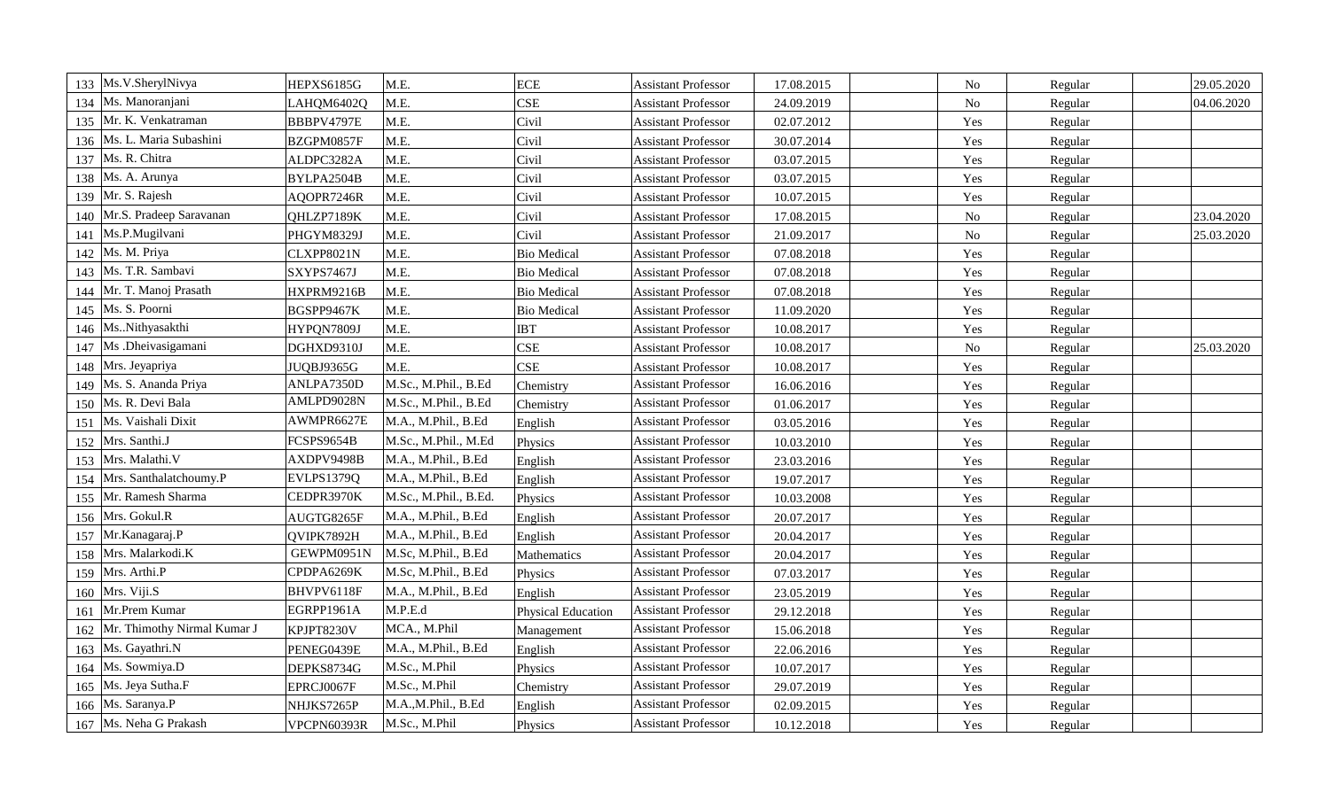| | | | | | | | | | | |
|---|---|---|---|---|---|---|---|---|---|---|
| 133 | Ms.V.SherylNivya | HEPXS6185G | M.E. | ECE | Assistant Professor | 17.08.2015 | | No | Regular | 29.05.2020 |
| 134 | Ms. Manoranjani | LAHQM6402Q | M.E. | CSE | Assistant Professor | 24.09.2019 | | No | Regular | 04.06.2020 |
| 135 | Mr. K. Venkatraman | BBBPV4797E | M.E. | Civil | Assistant Professor | 02.07.2012 | | Yes | Regular | |
| 136 | Ms. L. Maria Subashini | BZGPM0857F | M.E. | Civil | Assistant Professor | 30.07.2014 | | Yes | Regular | |
| 137 | Ms. R. Chitra | ALDPC3282A | M.E. | Civil | Assistant Professor | 03.07.2015 | | Yes | Regular | |
| 138 | Ms. A. Arunya | BYLPA2504B | M.E. | Civil | Assistant Professor | 03.07.2015 | | Yes | Regular | |
| 139 | Mr. S. Rajesh | AQOPR7246R | M.E. | Civil | Assistant Professor | 10.07.2015 | | Yes | Regular | |
| 140 | Mr.S. Pradeep Saravanan | QHLZP7189K | M.E. | Civil | Assistant Professor | 17.08.2015 | | No | Regular | 23.04.2020 |
| 141 | Ms.P.Mugilvani | PHGYM8329J | M.E. | Civil | Assistant Professor | 21.09.2017 | | No | Regular | 25.03.2020 |
| 142 | Ms. M. Priya | CLXPP8021N | M.E. | Bio Medical | Assistant Professor | 07.08.2018 | | Yes | Regular | |
| 143 | Ms. T.R. Sambavi | SXYPS7467J | M.E. | Bio Medical | Assistant Professor | 07.08.2018 | | Yes | Regular | |
| 144 | Mr. T. Manoj Prasath | HXPRM9216B | M.E. | Bio Medical | Assistant Professor | 07.08.2018 | | Yes | Regular | |
| 145 | Ms. S. Poorni | BGSPP9467K | M.E. | Bio Medical | Assistant Professor | 11.09.2020 | | Yes | Regular | |
| 146 | Ms..Nithyasakthi | HYPQN7809J | M.E. | IBT | Assistant Professor | 10.08.2017 | | Yes | Regular | |
| 147 | Ms .Dheivasigamani | DGHXD9310J | M.E. | CSE | Assistant Professor | 10.08.2017 | | No | Regular | 25.03.2020 |
| 148 | Mrs. Jeyapriya | JUQBJ9365G | M.E. | CSE | Assistant Professor | 10.08.2017 | | Yes | Regular | |
| 149 | Ms. S. Ananda Priya | ANLPA7350D | M.Sc., M.Phil., B.Ed | Chemistry | Assistant Professor | 16.06.2016 | | Yes | Regular | |
| 150 | Ms. R. Devi Bala | AMLPD9028N | M.Sc., M.Phil., B.Ed | Chemistry | Assistant Professor | 01.06.2017 | | Yes | Regular | |
| 151 | Ms. Vaishali Dixit | AWMPR6627E | M.A., M.Phil., B.Ed | English | Assistant Professor | 03.05.2016 | | Yes | Regular | |
| 152 | Mrs. Santhi.J | FCSPS9654B | M.Sc., M.Phil., M.Ed | Physics | Assistant Professor | 10.03.2010 | | Yes | Regular | |
| 153 | Mrs. Malathi.V | AXDPV9498B | M.A., M.Phil., B.Ed | English | Assistant Professor | 23.03.2016 | | Yes | Regular | |
| 154 | Mrs. Santhalatchoumy.P | EVLPS1379Q | M.A., M.Phil., B.Ed | English | Assistant Professor | 19.07.2017 | | Yes | Regular | |
| 155 | Mr. Ramesh Sharma | CEDPR3970K | M.Sc., M.Phil., B.Ed. | Physics | Assistant Professor | 10.03.2008 | | Yes | Regular | |
| 156 | Mrs. Gokul.R | AUGTG8265F | M.A., M.Phil., B.Ed | English | Assistant Professor | 20.07.2017 | | Yes | Regular | |
| 157 | Mr.Kanagaraj.P | QVIPK7892H | M.A., M.Phil., B.Ed | English | Assistant Professor | 20.04.2017 | | Yes | Regular | |
| 158 | Mrs. Malarkodi.K | GEWPM0951N | M.Sc, M.Phil., B.Ed | Mathematics | Assistant Professor | 20.04.2017 | | Yes | Regular | |
| 159 | Mrs. Arthi.P | CPDPA6269K | M.Sc, M.Phil., B.Ed | Physics | Assistant Professor | 07.03.2017 | | Yes | Regular | |
| 160 | Mrs. Viji.S | BHVPV6118F | M.A., M.Phil., B.Ed | English | Assistant Professor | 23.05.2019 | | Yes | Regular | |
| 161 | Mr.Prem Kumar | EGRPP1961A | M.P.E.d | Physical Education | Assistant Professor | 29.12.2018 | | Yes | Regular | |
| 162 | Mr. Thimothy Nirmal Kumar J | KPJPT8230V | MCA., M.Phil | Management | Assistant Professor | 15.06.2018 | | Yes | Regular | |
| 163 | Ms. Gayathri.N | PENEG0439E | M.A., M.Phil., B.Ed | English | Assistant Professor | 22.06.2016 | | Yes | Regular | |
| 164 | Ms. Sowmiya.D | DEPKS8734G | M.Sc., M.Phil | Physics | Assistant Professor | 10.07.2017 | | Yes | Regular | |
| 165 | Ms. Jeya Sutha.F | EPRCJ0067F | M.Sc., M.Phil | Chemistry | Assistant Professor | 29.07.2019 | | Yes | Regular | |
| 166 | Ms. Saranya.P | NHJKS7265P | M.A.,M.Phil., B.Ed | English | Assistant Professor | 02.09.2015 | | Yes | Regular | |
| 167 | Ms. Neha G Prakash | VPCPN60393R | M.Sc., M.Phil | Physics | Assistant Professor | 10.12.2018 | | Yes | Regular | |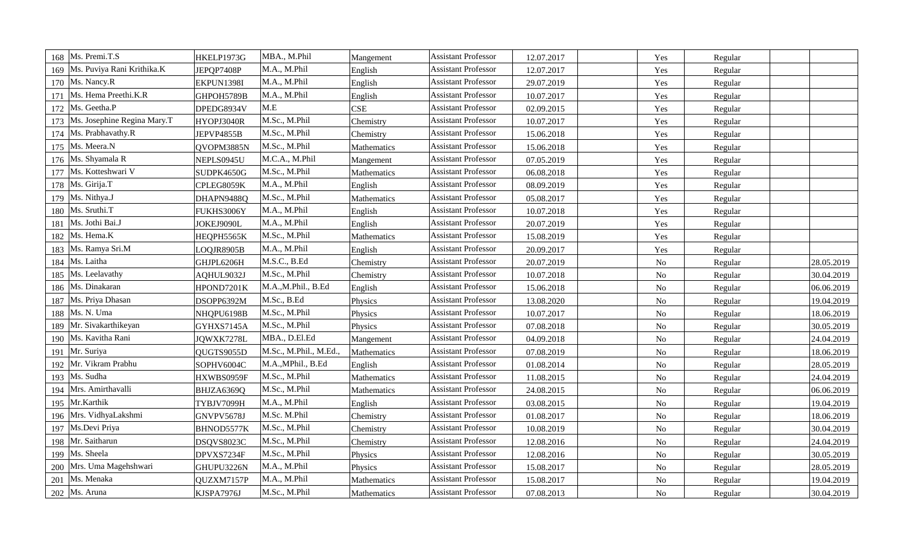| 168 | Ms. Premi.T.S | HKELP1973G | MBA., M.Phil | Mangement | Assistant Professor | 12.07.2017 | | Yes | Regular | | |
|---|---|---|---|---|---|---|---|---|---|---|---|
| 169 | Ms. Puviya Rani Krithika.K | JEPQP7408P | M.A., M.Phil | English | Assistant Professor | 12.07.2017 | | Yes | Regular | | |
| 170 | Ms. Nancy.R | EKPUN1398I | M.A., M.Phil | English | Assistant Professor | 29.07.2019 | | Yes | Regular | | |
| 171 | Ms. Hema Preethi.K.R | GHPOH5789B | M.A., M.Phil | English | Assistant Professor | 10.07.2017 | | Yes | Regular | | |
| 172 | Ms. Geetha.P | DPEDG8934V | M.E | CSE | Assistant Professor | 02.09.2015 | | Yes | Regular | | |
| 173 | Ms. Josephine Regina Mary.T | HYOPJ3040R | M.Sc., M.Phil | Chemistry | Assistant Professor | 10.07.2017 | | Yes | Regular | | |
| 174 | Ms. Prabhavathy.R | JEPVP4855B | M.Sc., M.Phil | Chemistry | Assistant Professor | 15.06.2018 | | Yes | Regular | | |
| 175 | Ms. Meera.N | QVOPM3885N | M.Sc., M.Phil | Mathematics | Assistant Professor | 15.06.2018 | | Yes | Regular | | |
| 176 | Ms. Shyamala R | NEPLS0945U | M.C.A., M.Phil | Mangement | Assistant Professor | 07.05.2019 | | Yes | Regular | | |
| 177 | Ms. Kotteshwari V | SUDPK4650G | M.Sc., M.Phil | Mathematics | Assistant Professor | 06.08.2018 | | Yes | Regular | | |
| 178 | Ms. Girija.T | CPLEG8059K | M.A., M.Phil | English | Assistant Professor | 08.09.2019 | | Yes | Regular | | |
| 179 | Ms. Nithya.J | DHAPN9488Q | M.Sc., M.Phil | Mathematics | Assistant Professor | 05.08.2017 | | Yes | Regular | | |
| 180 | Ms. Sruthi.T | FUKHS3006Y | M.A., M.Phil | English | Assistant Professor | 10.07.2018 | | Yes | Regular | | |
| 181 | Ms. Jothi Bai.J | JOKEJ9090L | M.A., M.Phil | English | Assistant Professor | 20.07.2019 | | Yes | Regular | | |
| 182 | Ms. Hema.K | HEQPH5565K | M.Sc., M.Phil | Mathematics | Assistant Professor | 15.08.2019 | | Yes | Regular | | |
| 183 | Ms. Ramya Sri.M | LOQJR8905B | M.A., M.Phil | English | Assistant Professor | 20.09.2017 | | Yes | Regular | | |
| 184 | Ms. Laitha | GHJPL6206H | M.S.C., B.Ed | Chemistry | Assistant Professor | 20.07.2019 | | No | Regular | | 28.05.2019 |
| 185 | Ms. Leelavathy | AQHUL9032J | M.Sc., M.Phil | Chemistry | Assistant Professor | 10.07.2018 | | No | Regular | | 30.04.2019 |
| 186 | Ms. Dinakaran | HPOND7201K | M.A.,M.Phil., B.Ed | English | Assistant Professor | 15.06.2018 | | No | Regular | | 06.06.2019 |
| 187 | Ms. Priya Dhasan | DSOPP6392M | M.Sc., B.Ed | Physics | Assistant Professor | 13.08.2020 | | No | Regular | | 19.04.2019 |
| 188 | Ms. N. Uma | NHQPU6198B | M.Sc., M.Phil | Physics | Assistant Professor | 10.07.2017 | | No | Regular | | 18.06.2019 |
| 189 | Mr. Sivakarthikeyan | GYHXS7145A | M.Sc., M.Phil | Physics | Assistant Professor | 07.08.2018 | | No | Regular | | 30.05.2019 |
| 190 | Ms. Kavitha Rani | JQWXK7278L | MBA., D.El.Ed | Mangement | Assistant Professor | 04.09.2018 | | No | Regular | | 24.04.2019 |
| 191 | Mr. Suriya | QUGTS9055D | M.Sc., M.Phil., M.Ed., | Mathematics | Assistant Professor | 07.08.2019 | | No | Regular | | 18.06.2019 |
| 192 | Mr. Vikram Prabhu | SOPHV6004C | M.A.,MPhil., B.Ed | English | Assistant Professor | 01.08.2014 | | No | Regular | | 28.05.2019 |
| 193 | Ms. Sudha | HXWBS0959F | M.Sc., M.Phil | Mathematics | Assistant Professor | 11.08.2015 | | No | Regular | | 24.04.2019 |
| 194 | Mrs. Amirthavalli | BHJZA6369Q | M.Sc., M.Phil | Mathematics | Assistant Professor | 24.08.2015 | | No | Regular | | 06.06.2019 |
| 195 | Mr.Karthik | TYBJV7099H | M.A., M.Phil | English | Assistant Professor | 03.08.2015 | | No | Regular | | 19.04.2019 |
| 196 | Mrs. VidhyaLakshmi | GNVPV5678J | M.Sc. M.Phil | Chemistry | Assistant Professor | 01.08.2017 | | No | Regular | | 18.06.2019 |
| 197 | Ms.Devi Priya | BHNOD5577K | M.Sc., M.Phil | Chemistry | Assistant Professor | 10.08.2019 | | No | Regular | | 30.04.2019 |
| 198 | Mr. Saitharun | DSQVS8023C | M.Sc., M.Phil | Chemistry | Assistant Professor | 12.08.2016 | | No | Regular | | 24.04.2019 |
| 199 | Ms. Sheela | DPVXS7234F | M.Sc., M.Phil | Physics | Assistant Professor | 12.08.2016 | | No | Regular | | 30.05.2019 |
| 200 | Mrs. Uma Magehshwari | GHUPU3226N | M.A., M.Phil | Physics | Assistant Professor | 15.08.2017 | | No | Regular | | 28.05.2019 |
| 201 | Ms. Menaka | QUZXM7157P | M.A., M.Phil | Mathematics | Assistant Professor | 15.08.2017 | | No | Regular | | 19.04.2019 |
| 202 | Ms. Aruna | KJSPA7976J | M.Sc., M.Phil | Mathematics | Assistant Professor | 07.08.2013 | | No | Regular | | 30.04.2019 |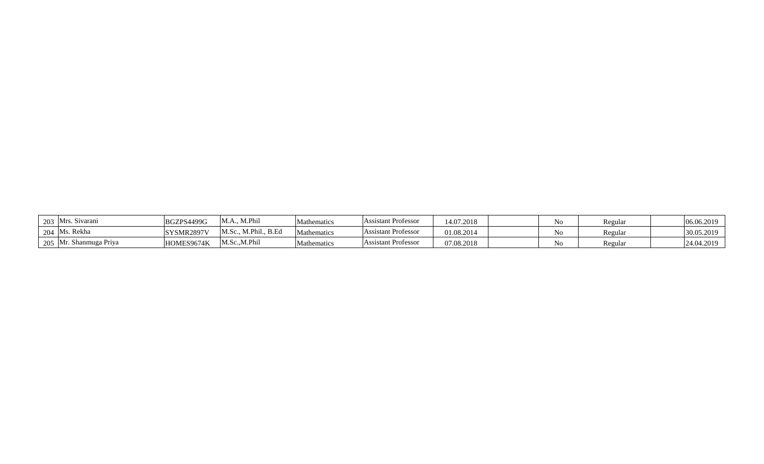| | | | | | | | | | | | |
|---|---|---|---|---|---|---|---|---|---|---|---|
| 203 | Mrs. Sivarani | BGZPS4499G | M.A., M.Phil | Mathematics | Assistant Professor | 14.07.2018 | | No | Regular | | 06.06.2019 |
| 204 | Ms. Rekha | SYSMR2897V | M.Sc., M.Phil., B.Ed | Mathematics | Assistant Professor | 01.08.2014 | | No | Regular | | 30.05.2019 |
| 205 | Mr. Shanmuga Priya | HOMES9674K | M.Sc.,M.Phil | Mathematics | Assistant Professor | 07.08.2018 | | No | Regular | | 24.04.2019 |